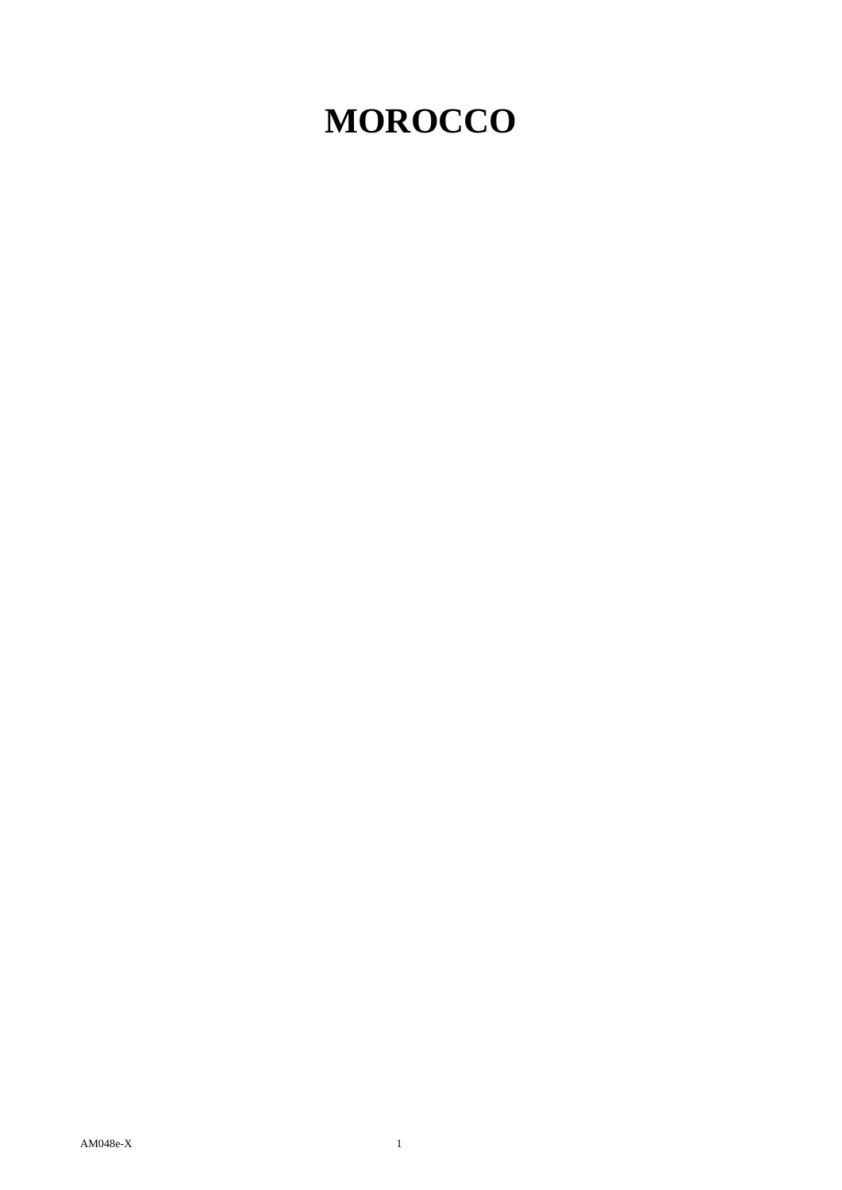# MOROCCO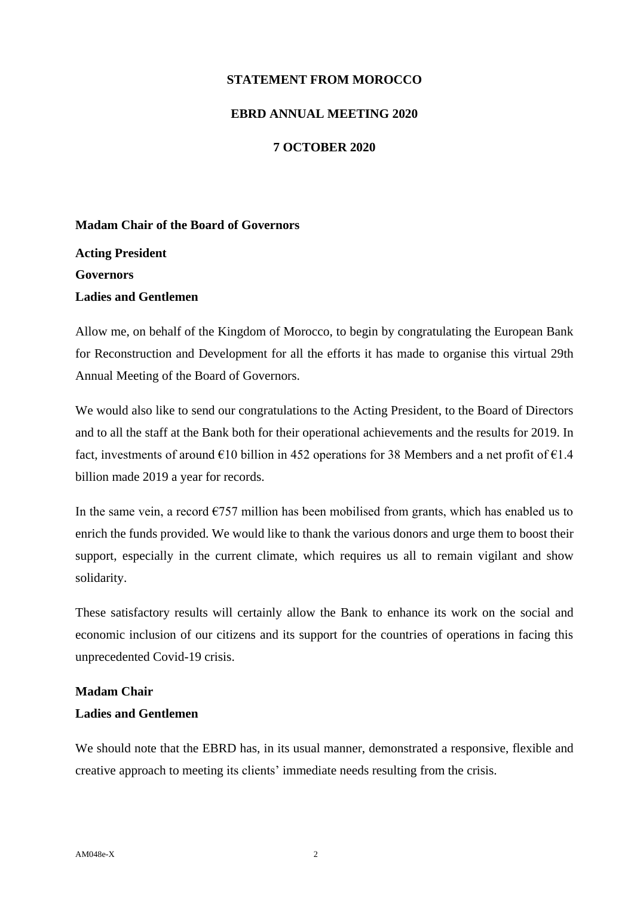**STATEMENT FROM MOROCCO**

**EBRD ANNUAL MEETING 2020**

**7 OCTOBER 2020**

**Madam Chair of the Board of Governors**

**Acting President**
**Governors**
**Ladies and Gentlemen**

Allow me, on behalf of the Kingdom of Morocco, to begin by congratulating the European Bank for Reconstruction and Development for all the efforts it has made to organise this virtual 29th Annual Meeting of the Board of Governors.

We would also like to send our congratulations to the Acting President, to the Board of Directors and to all the staff at the Bank both for their operational achievements and the results for 2019. In fact, investments of around €10 billion in 452 operations for 38 Members and a net profit of €1.4 billion made 2019 a year for records.

In the same vein, a record €757 million has been mobilised from grants, which has enabled us to enrich the funds provided. We would like to thank the various donors and urge them to boost their support, especially in the current climate, which requires us all to remain vigilant and show solidarity.

These satisfactory results will certainly allow the Bank to enhance its work on the social and economic inclusion of our citizens and its support for the countries of operations in facing this unprecedented Covid-19 crisis.

**Madam Chair**
**Ladies and Gentlemen**

We should note that the EBRD has, in its usual manner, demonstrated a responsive, flexible and creative approach to meeting its clients' immediate needs resulting from the crisis.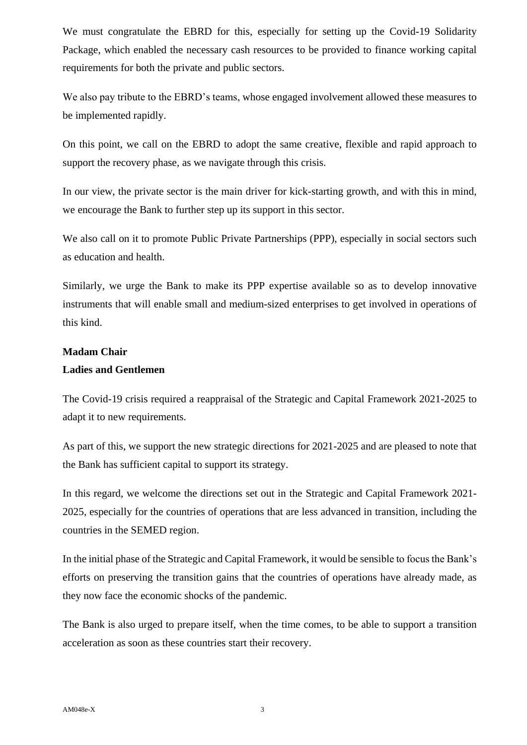We must congratulate the EBRD for this, especially for setting up the Covid-19 Solidarity Package, which enabled the necessary cash resources to be provided to finance working capital requirements for both the private and public sectors.

We also pay tribute to the EBRD's teams, whose engaged involvement allowed these measures to be implemented rapidly.

On this point, we call on the EBRD to adopt the same creative, flexible and rapid approach to support the recovery phase, as we navigate through this crisis.

In our view, the private sector is the main driver for kick-starting growth, and with this in mind, we encourage the Bank to further step up its support in this sector.

We also call on it to promote Public Private Partnerships (PPP), especially in social sectors such as education and health.

Similarly, we urge the Bank to make its PPP expertise available so as to develop innovative instruments that will enable small and medium-sized enterprises to get involved in operations of this kind.

**Madam Chair**
**Ladies and Gentlemen**

The Covid-19 crisis required a reappraisal of the Strategic and Capital Framework 2021-2025 to adapt it to new requirements.

As part of this, we support the new strategic directions for 2021-2025 and are pleased to note that the Bank has sufficient capital to support its strategy.

In this regard, we welcome the directions set out in the Strategic and Capital Framework 2021-2025, especially for the countries of operations that are less advanced in transition, including the countries in the SEMED region.

In the initial phase of the Strategic and Capital Framework, it would be sensible to focus the Bank's efforts on preserving the transition gains that the countries of operations have already made, as they now face the economic shocks of the pandemic.

The Bank is also urged to prepare itself, when the time comes, to be able to support a transition acceleration as soon as these countries start their recovery.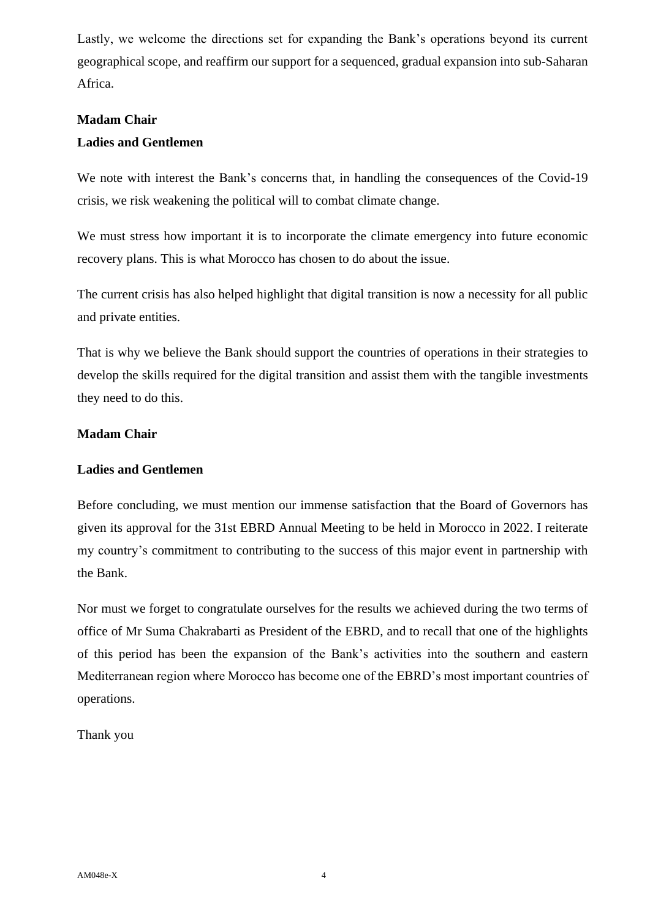Lastly, we welcome the directions set for expanding the Bank's operations beyond its current geographical scope, and reaffirm our support for a sequenced, gradual expansion into sub-Saharan Africa.

**Madam Chair**

**Ladies and Gentlemen**

We note with interest the Bank's concerns that, in handling the consequences of the Covid-19 crisis, we risk weakening the political will to combat climate change.

We must stress how important it is to incorporate the climate emergency into future economic recovery plans. This is what Morocco has chosen to do about the issue.

The current crisis has also helped highlight that digital transition is now a necessity for all public and private entities.

That is why we believe the Bank should support the countries of operations in their strategies to develop the skills required for the digital transition and assist them with the tangible investments they need to do this.

**Madam Chair**

**Ladies and Gentlemen**

Before concluding, we must mention our immense satisfaction that the Board of Governors has given its approval for the 31st EBRD Annual Meeting to be held in Morocco in 2022. I reiterate my country's commitment to contributing to the success of this major event in partnership with the Bank.

Nor must we forget to congratulate ourselves for the results we achieved during the two terms of office of Mr Suma Chakrabarti as President of the EBRD, and to recall that one of the highlights of this period has been the expansion of the Bank's activities into the southern and eastern Mediterranean region where Morocco has become one of the EBRD's most important countries of operations.

Thank you